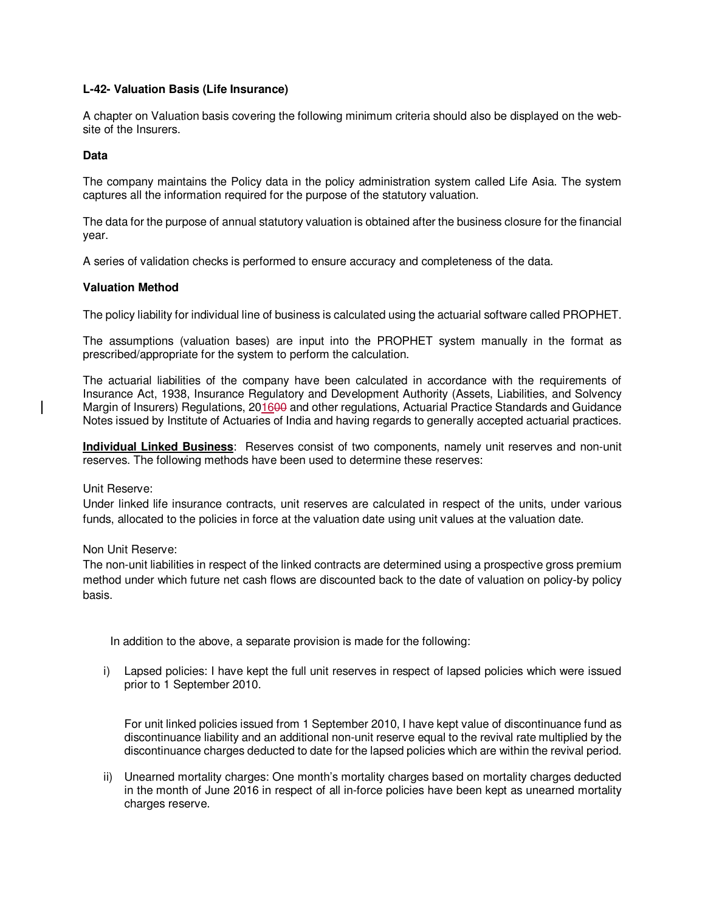**L-42- Valuation Basis (Life Insurance)**

A chapter on Valuation basis covering the following minimum criteria should also be displayed on the web-site of the Insurers.

**Data**

The company maintains the Policy data in the policy administration system called Life Asia. The system captures all the information required for the purpose of the statutory valuation.

The data for the purpose of annual statutory valuation is obtained after the business closure for the financial year.

A series of validation checks is performed to ensure accuracy and completeness of the data.

**Valuation Method**

The policy liability for individual line of business is calculated using the actuarial software called PROPHET.

The assumptions (valuation bases) are input into the PROPHET system manually in the format as prescribed/appropriate for the system to perform the calculation.

The actuarial liabilities of the company have been calculated in accordance with the requirements of Insurance Act, 1938, Insurance Regulatory and Development Authority (Assets, Liabilities, and Solvency Margin of Insurers) Regulations, 201600 and other regulations, Actuarial Practice Standards and Guidance Notes issued by Institute of Actuaries of India and having regards to generally accepted actuarial practices.

**Individual Linked Business**: Reserves consist of two components, namely unit reserves and non-unit reserves. The following methods have been used to determine these reserves:

Unit Reserve:
Under linked life insurance contracts, unit reserves are calculated in respect of the units, under various funds, allocated to the policies in force at the valuation date using unit values at the valuation date.

Non Unit Reserve:
The non-unit liabilities in respect of the linked contracts are determined using a prospective gross premium method under which future net cash flows are discounted back to the date of valuation on policy-by policy basis.

In addition to the above, a separate provision is made for the following:

i) Lapsed policies: I have kept the full unit reserves in respect of lapsed policies which were issued prior to 1 September 2010.

   For unit linked policies issued from 1 September 2010, I have kept value of discontinuance fund as discontinuance liability and an additional non-unit reserve equal to the revival rate multiplied by the discontinuance charges deducted to date for the lapsed policies which are within the revival period.

ii) Unearned mortality charges: One month's mortality charges based on mortality charges deducted in the month of June 2016 in respect of all in-force policies have been kept as unearned mortality charges reserve.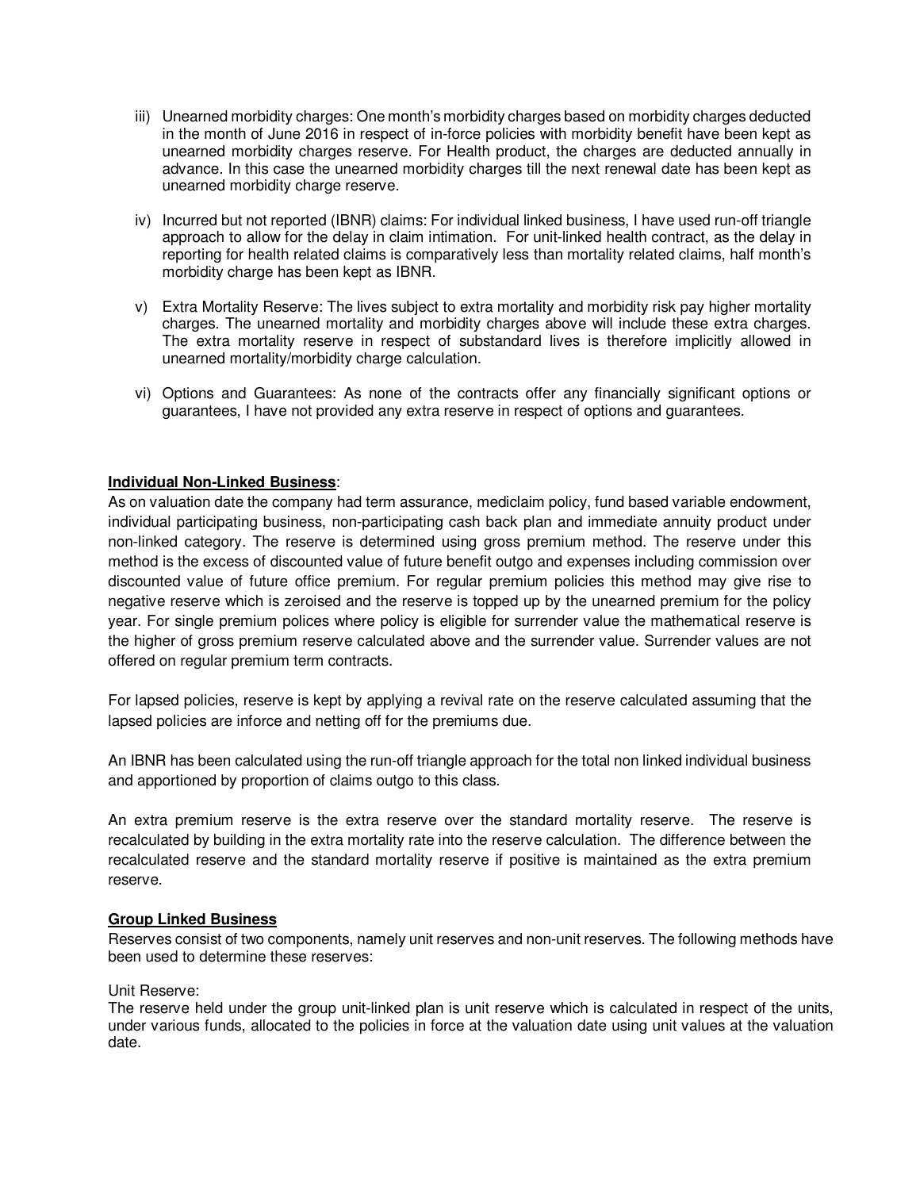iii) Unearned morbidity charges: One month's morbidity charges based on morbidity charges deducted in the month of June 2016 in respect of in-force policies with morbidity benefit have been kept as unearned morbidity charges reserve. For Health product, the charges are deducted annually in advance. In this case the unearned morbidity charges till the next renewal date has been kept as unearned morbidity charge reserve.

iv) Incurred but not reported (IBNR) claims: For individual linked business, I have used run-off triangle approach to allow for the delay in claim intimation. For unit-linked health contract, as the delay in reporting for health related claims is comparatively less than mortality related claims, half month's morbidity charge has been kept as IBNR.

v) Extra Mortality Reserve: The lives subject to extra mortality and morbidity risk pay higher mortality charges. The unearned mortality and morbidity charges above will include these extra charges. The extra mortality reserve in respect of substandard lives is therefore implicitly allowed in unearned mortality/morbidity charge calculation.

vi) Options and Guarantees: As none of the contracts offer any financially significant options or guarantees, I have not provided any extra reserve in respect of options and guarantees.

**Individual Non-Linked Business**:

As on valuation date the company had term assurance, mediclaim policy, fund based variable endowment, individual participating business, non-participating cash back plan and immediate annuity product under non-linked category. The reserve is determined using gross premium method. The reserve under this method is the excess of discounted value of future benefit outgo and expenses including commission over discounted value of future office premium. For regular premium policies this method may give rise to negative reserve which is zeroised and the reserve is topped up by the unearned premium for the policy year. For single premium polices where policy is eligible for surrender value the mathematical reserve is the higher of gross premium reserve calculated above and the surrender value. Surrender values are not offered on regular premium term contracts.

For lapsed policies, reserve is kept by applying a revival rate on the reserve calculated assuming that the lapsed policies are inforce and netting off for the premiums due.

An IBNR has been calculated using the run-off triangle approach for the total non linked individual business and apportioned by proportion of claims outgo to this class.

An extra premium reserve is the extra reserve over the standard mortality reserve. The reserve is recalculated by building in the extra mortality rate into the reserve calculation. The difference between the recalculated reserve and the standard mortality reserve if positive is maintained as the extra premium reserve.

**Group Linked Business**

Reserves consist of two components, namely unit reserves and non-unit reserves. The following methods have been used to determine these reserves:

Unit Reserve:

The reserve held under the group unit-linked plan is unit reserve which is calculated in respect of the units, under various funds, allocated to the policies in force at the valuation date using unit values at the valuation date.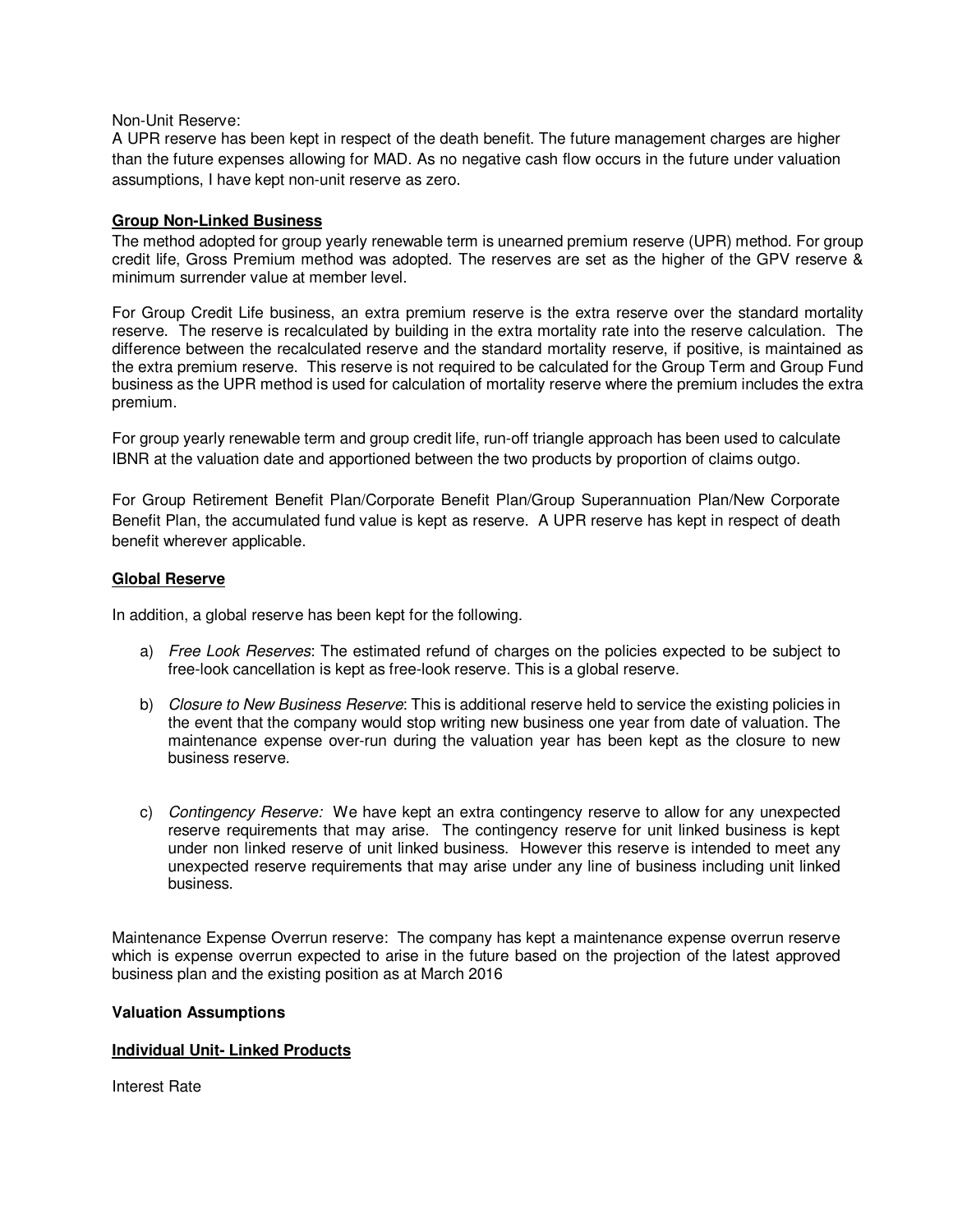Non-Unit Reserve:
A UPR reserve has been kept in respect of the death benefit. The future management charges are higher than the future expenses allowing for MAD. As no negative cash flow occurs in the future under valuation assumptions, I have kept non-unit reserve as zero.

## Group Non-Linked Business

The method adopted for group yearly renewable term is unearned premium reserve (UPR) method. For group credit life, Gross Premium method was adopted. The reserves are set as the higher of the GPV reserve & minimum surrender value at member level.

For Group Credit Life business, an extra premium reserve is the extra reserve over the standard mortality reserve. The reserve is recalculated by building in the extra mortality rate into the reserve calculation. The difference between the recalculated reserve and the standard mortality reserve, if positive, is maintained as the extra premium reserve. This reserve is not required to be calculated for the Group Term and Group Fund business as the UPR method is used for calculation of mortality reserve where the premium includes the extra premium.

For group yearly renewable term and group credit life, run-off triangle approach has been used to calculate IBNR at the valuation date and apportioned between the two products by proportion of claims outgo.

For Group Retirement Benefit Plan/Corporate Benefit Plan/Group Superannuation Plan/New Corporate Benefit Plan, the accumulated fund value is kept as reserve. A UPR reserve has kept in respect of death benefit wherever applicable.

## Global Reserve

In addition, a global reserve has been kept for the following.

a) *Free Look Reserves*: The estimated refund of charges on the policies expected to be subject to free-look cancellation is kept as free-look reserve. This is a global reserve.

b) *Closure to New Business Reserve*: This is additional reserve held to service the existing policies in the event that the company would stop writing new business one year from date of valuation. The maintenance expense over-run during the valuation year has been kept as the closure to new business reserve.

c) *Contingency Reserve:* We have kept an extra contingency reserve to allow for any unexpected reserve requirements that may arise. The contingency reserve for unit linked business is kept under non linked reserve of unit linked business. However this reserve is intended to meet any unexpected reserve requirements that may arise under any line of business including unit linked business.

Maintenance Expense Overrun reserve: The company has kept a maintenance expense overrun reserve which is expense overrun expected to arise in the future based on the projection of the latest approved business plan and the existing position as at March 2016

**Valuation Assumptions**

## Individual Unit- Linked Products

Interest Rate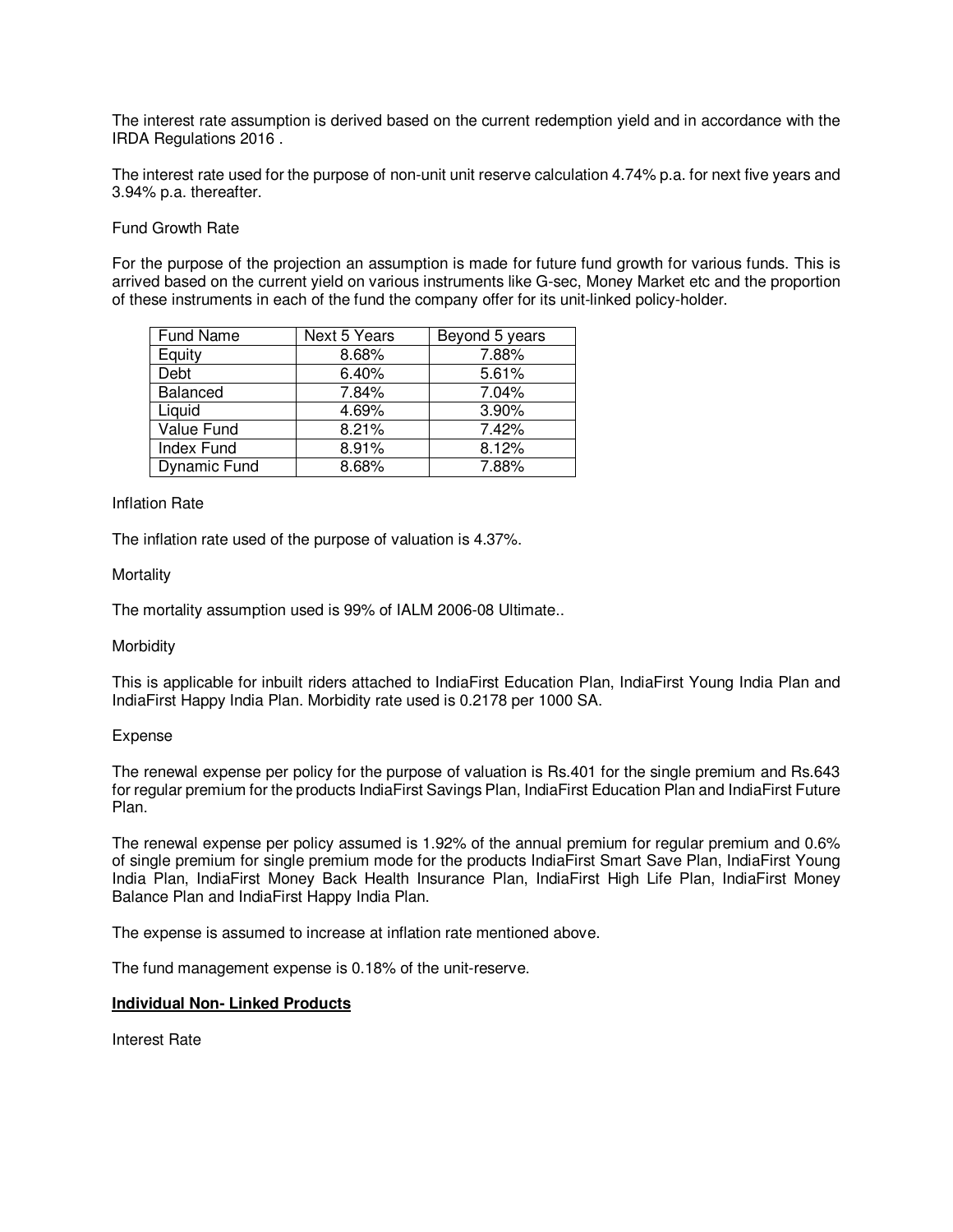The interest rate assumption is derived based on the current redemption yield and in accordance with the IRDA Regulations 2016 .

The interest rate used for the purpose of non-unit unit reserve calculation 4.74% p.a. for next five years and 3.94% p.a. thereafter.

Fund Growth Rate

For the purpose of the projection an assumption is made for future fund growth for various funds. This is arrived based on the current yield on various instruments like G-sec, Money Market etc and the proportion of these instruments in each of the fund the company offer for its unit-linked policy-holder.

| Fund Name | Next 5 Years | Beyond 5 years |
|---|---|---|
| Equity | 8.68% | 7.88% |
| Debt | 6.40% | 5.61% |
| Balanced | 7.84% | 7.04% |
| Liquid | 4.69% | 3.90% |
| Value Fund | 8.21% | 7.42% |
| Index Fund | 8.91% | 8.12% |
| Dynamic Fund | 8.68% | 7.88% |

Inflation Rate

The inflation rate used of the purpose of valuation is 4.37%.

Mortality

The mortality assumption used is 99% of IALM 2006-08 Ultimate..

Morbidity

This is applicable for inbuilt riders attached to IndiaFirst Education Plan, IndiaFirst Young India Plan and IndiaFirst Happy India Plan. Morbidity rate used is 0.2178 per 1000 SA.

Expense

The renewal expense per policy for the purpose of valuation is Rs.401 for the single premium and Rs.643 for regular premium for the products IndiaFirst Savings Plan, IndiaFirst Education Plan and IndiaFirst Future Plan.

The renewal expense per policy assumed is 1.92% of the annual premium for regular premium and 0.6% of single premium for single premium mode for the products IndiaFirst Smart Save Plan, IndiaFirst Young India Plan, IndiaFirst Money Back Health Insurance Plan, IndiaFirst High Life Plan, IndiaFirst Money Balance Plan and IndiaFirst Happy India Plan.

The expense is assumed to increase at inflation rate mentioned above.

The fund management expense is 0.18% of the unit-reserve.

**Individual Non- Linked Products**

Interest Rate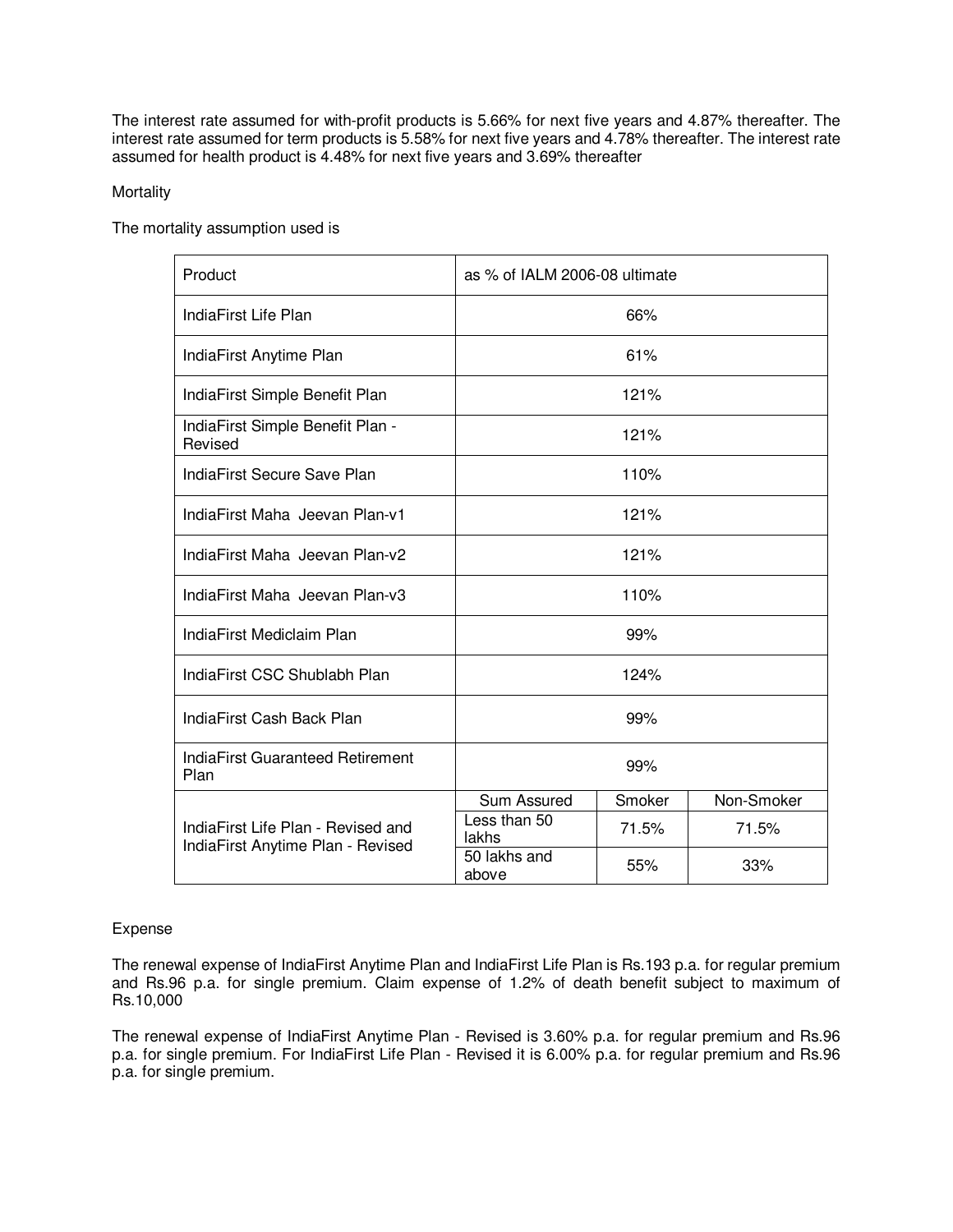The interest rate assumed for with-profit products is 5.66% for next five years and 4.87% thereafter. The interest rate assumed for term products is 5.58% for next five years and 4.78% thereafter. The interest rate assumed for health product is 4.48% for next five years and 3.69% thereafter

Mortality

The mortality assumption used is

| Product | as % of IALM 2006-08 ultimate | | |
|---|---|---|---|
| IndiaFirst Life Plan | 66% | | |
| IndiaFirst Anytime Plan | 61% | | |
| IndiaFirst Simple Benefit Plan | 121% | | |
| IndiaFirst Simple Benefit Plan - Revised | 121% | | |
| IndiaFirst Secure Save Plan | 110% | | |
| IndiaFirst Maha Jeevan Plan-v1 | 121% | | |
| IndiaFirst Maha Jeevan Plan-v2 | 121% | | |
| IndiaFirst Maha Jeevan Plan-v3 | 110% | | |
| IndiaFirst Mediclaim Plan | 99% | | |
| IndiaFirst CSC Shublabh Plan | 124% | | |
| IndiaFirst Cash Back Plan | 99% | | |
| IndiaFirst Guaranteed Retirement Plan | 99% | | |
| IndiaFirst Life Plan - Revised and IndiaFirst Anytime Plan - Revised | Sum Assured | Smoker | Non-Smoker |
| | Less than 50 lakhs | 71.5% | 71.5% |
| | 50 lakhs and above | 55% | 33% |

Expense

The renewal expense of IndiaFirst Anytime Plan and IndiaFirst Life Plan is Rs.193 p.a. for regular premium and Rs.96 p.a. for single premium. Claim expense of 1.2% of death benefit subject to maximum of Rs.10,000

The renewal expense of IndiaFirst Anytime Plan - Revised is 3.60% p.a. for regular premium and Rs.96 p.a. for single premium. For IndiaFirst Life Plan - Revised it is 6.00% p.a. for regular premium and Rs.96 p.a. for single premium.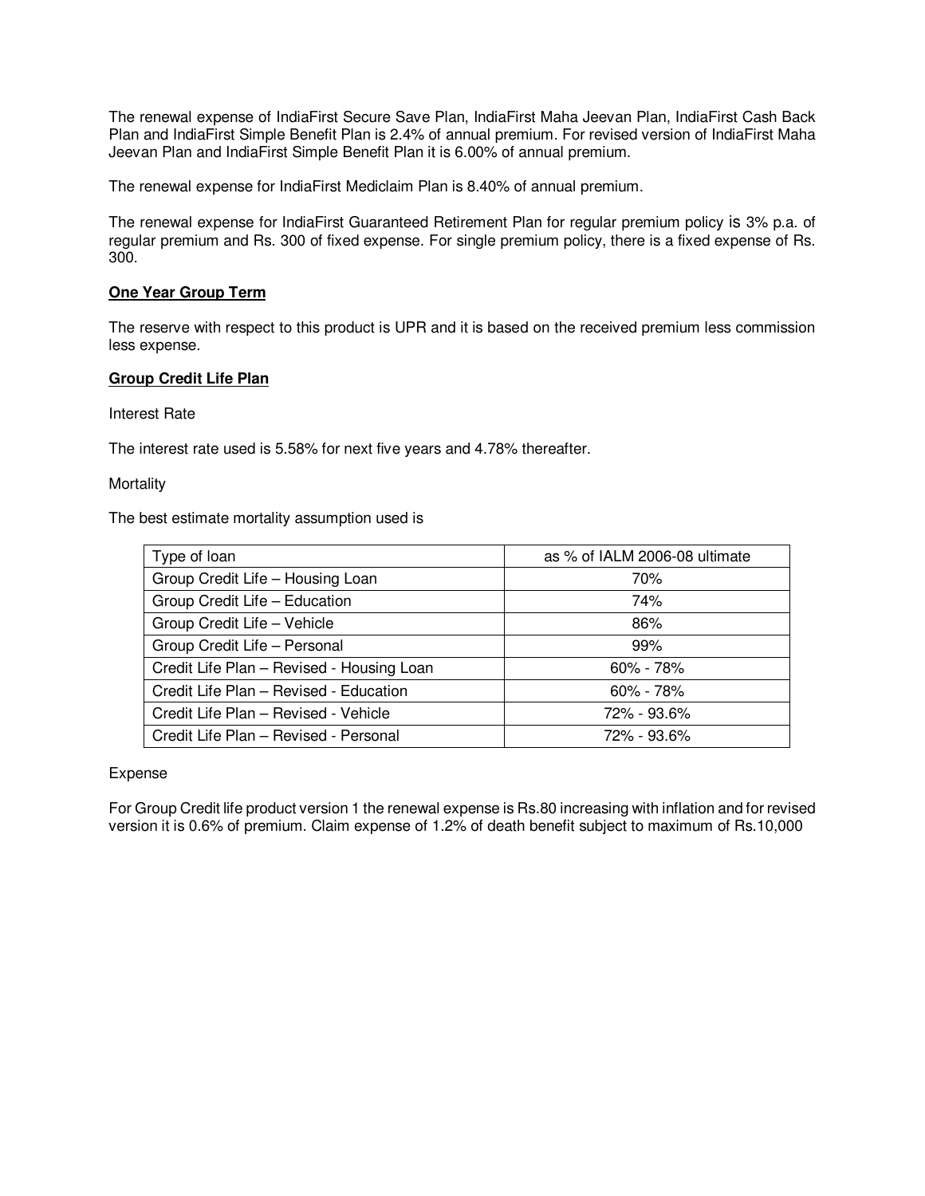The renewal expense of IndiaFirst Secure Save Plan, IndiaFirst Maha Jeevan Plan, IndiaFirst Cash Back Plan and IndiaFirst Simple Benefit Plan is 2.4% of annual premium. For revised version of IndiaFirst Maha Jeevan Plan and IndiaFirst Simple Benefit Plan it is 6.00% of annual premium.

The renewal expense for IndiaFirst Mediclaim Plan is 8.40% of annual premium.

The renewal expense for IndiaFirst Guaranteed Retirement Plan for regular premium policy is 3% p.a. of regular premium and Rs. 300 of fixed expense. For single premium policy, there is a fixed expense of Rs. 300.

**One Year Group Term**

The reserve with respect to this product is UPR and it is based on the received premium less commission less expense.

**Group Credit Life Plan**

Interest Rate

The interest rate used is 5.58% for next five years and 4.78% thereafter.

Mortality

The best estimate mortality assumption used is

| Type of loan | as % of IALM 2006-08 ultimate |
|---|---|
| Group Credit Life – Housing Loan | 70% |
| Group Credit Life – Education | 74% |
| Group Credit Life – Vehicle | 86% |
| Group Credit Life – Personal | 99% |
| Credit Life Plan – Revised - Housing Loan | 60% - 78% |
| Credit Life Plan – Revised - Education | 60% - 78% |
| Credit Life Plan – Revised - Vehicle | 72% - 93.6% |
| Credit Life Plan – Revised - Personal | 72% - 93.6% |

Expense

For Group Credit life product version 1 the renewal expense is Rs.80 increasing with inflation and for revised version it is 0.6% of premium. Claim expense of 1.2% of death benefit subject to maximum of Rs.10,000